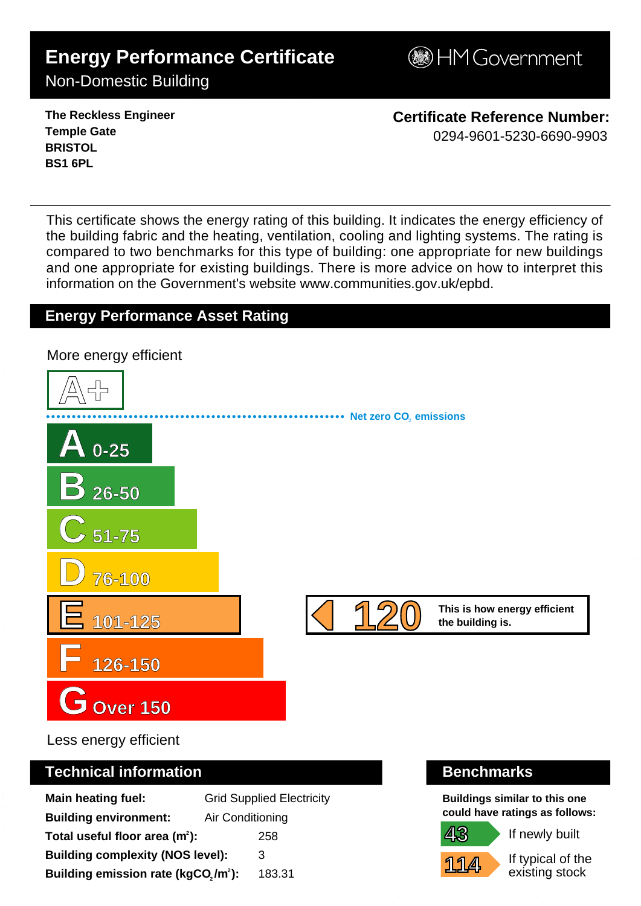# Energy Performance Certificate

Non-Domestic Building

HM Government

**The Reckless Engineer**
**Temple Gate**
**BRISTOL**
**BS1 6PL**

**Certificate Reference Number:**
0294-9601-5230-6690-9903

This certificate shows the energy rating of this building. It indicates the energy efficiency of the building fabric and the heating, ventilation, cooling and lighting systems. The rating is compared to two benchmarks for this type of building: one appropriate for new buildings and one appropriate for existing buildings. There is more advice on how to interpret this information on the Government's website www.communities.gov.uk/epbd.

## Energy Performance Asset Rating

More energy efficient

A+

Net zero $CO_2$ emissions

- A 0-25
- B 26-50
- C 51-75
- D 76-100
- E 101-125
- F 126-150
- G Over 150

**120** This is how energy efficient the building is.

Less energy efficient

## Technical information

| | |
|---|---|
| **Main heating fuel:** | Grid Supplied Electricity |
| **Building environment:** | Air Conditioning |
| **Total useful floor area ($m^2$):** | 258 |
| **Building complexity (NOS level):** | 3 |
| **Building emission rate ($kgCO_2/m^2$):** | 183.31 |

## Benchmarks

**Buildings similar to this one could have ratings as follows:**

| | |
|---|---|
| 43 | If newly built |
| 114 | If typical of the existing stock |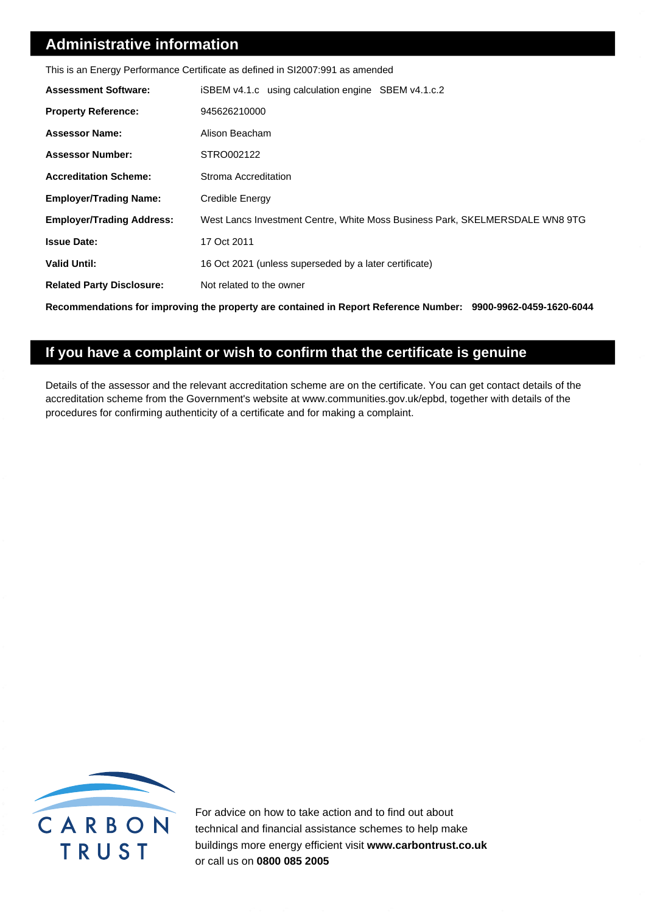## Administrative information

This is an Energy Performance Certificate as defined in SI2007:991 as amended

| | |
|---|---|
| **Assessment Software:** | iSBEM v4.1.c using calculation engine SBEM v4.1.c.2 |
| **Property Reference:** | 945626210000 |
| **Assessor Name:** | Alison Beacham |
| **Assessor Number:** | STRO002122 |
| **Accreditation Scheme:** | Stroma Accreditation |
| **Employer/Trading Name:** | Credible Energy |
| **Employer/Trading Address:** | West Lancs Investment Centre, White Moss Business Park, SKELMERSDALE WN8 9TG |
| **Issue Date:** | 17 Oct 2011 |
| **Valid Until:** | 16 Oct 2021 (unless superseded by a later certificate) |
| **Related Party Disclosure:** | Not related to the owner |

**Recommendations for improving the property are contained in Report Reference Number: 9900-9962-0459-1620-6044**

## If you have a complaint or wish to confirm that the certificate is genuine

Details of the assessor and the relevant accreditation scheme are on the certificate. You can get contact details of the accreditation scheme from the Government's website at www.communities.gov.uk/epbd, together with details of the procedures for confirming authenticity of a certificate and for making a complaint.

CARBON TRUST

For advice on how to take action and to find out about technical and financial assistance schemes to help make buildings more energy efficient visit **www.carbontrust.co.uk** or call us on **0800 085 2005**